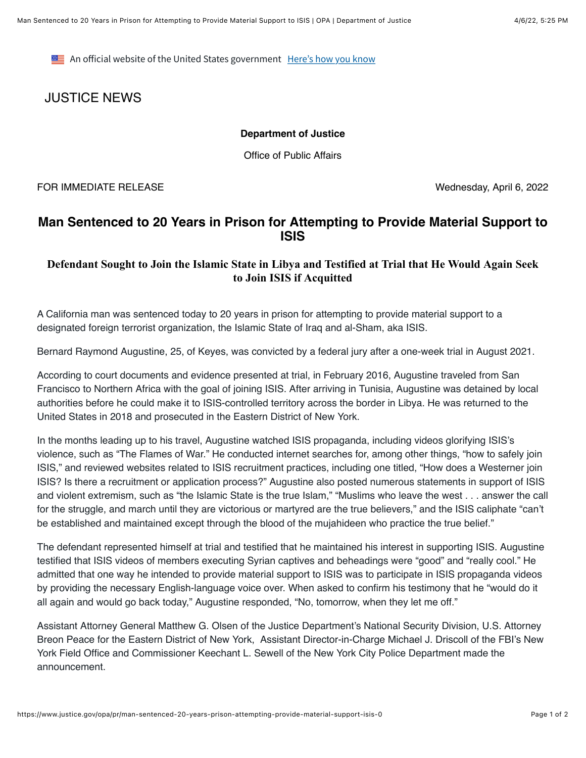An official website of the United States government [Here's how you know]

JUSTICE NEWS

**Department of Justice**

Office of Public Affairs

FOR IMMEDIATE RELEASE Wednesday, April 6, 2022

# Man Sentenced to 20 Years in Prison for Attempting to Provide Material Support to ISIS

## Defendant Sought to Join the Islamic State in Libya and Testified at Trial that He Would Again Seek to Join ISIS if Acquitted

A California man was sentenced today to 20 years in prison for attempting to provide material support to a designated foreign terrorist organization, the Islamic State of Iraq and al-Sham, aka ISIS.

Bernard Raymond Augustine, 25, of Keyes, was convicted by a federal jury after a one-week trial in August 2021.

According to court documents and evidence presented at trial, in February 2016, Augustine traveled from San Francisco to Northern Africa with the goal of joining ISIS. After arriving in Tunisia, Augustine was detained by local authorities before he could make it to ISIS-controlled territory across the border in Libya. He was returned to the United States in 2018 and prosecuted in the Eastern District of New York.

In the months leading up to his travel, Augustine watched ISIS propaganda, including videos glorifying ISIS's violence, such as "The Flames of War." He conducted internet searches for, among other things, "how to safely join ISIS," and reviewed websites related to ISIS recruitment practices, including one titled, "How does a Westerner join ISIS? Is there a recruitment or application process?" Augustine also posted numerous statements in support of ISIS and violent extremism, such as "the Islamic State is the true Islam," "Muslims who leave the west . . . answer the call for the struggle, and march until they are victorious or martyred are the true believers," and the ISIS caliphate "can't be established and maintained except through the blood of the mujahideen who practice the true belief."

The defendant represented himself at trial and testified that he maintained his interest in supporting ISIS. Augustine testified that ISIS videos of members executing Syrian captives and beheadings were "good" and "really cool." He admitted that one way he intended to provide material support to ISIS was to participate in ISIS propaganda videos by providing the necessary English-language voice over. When asked to confirm his testimony that he "would do it all again and would go back today," Augustine responded, "No, tomorrow, when they let me off."

Assistant Attorney General Matthew G. Olsen of the Justice Department's National Security Division, U.S. Attorney Breon Peace for the Eastern District of New York, Assistant Director-in-Charge Michael J. Driscoll of the FBI's New York Field Office and Commissioner Keechant L. Sewell of the New York City Police Department made the announcement.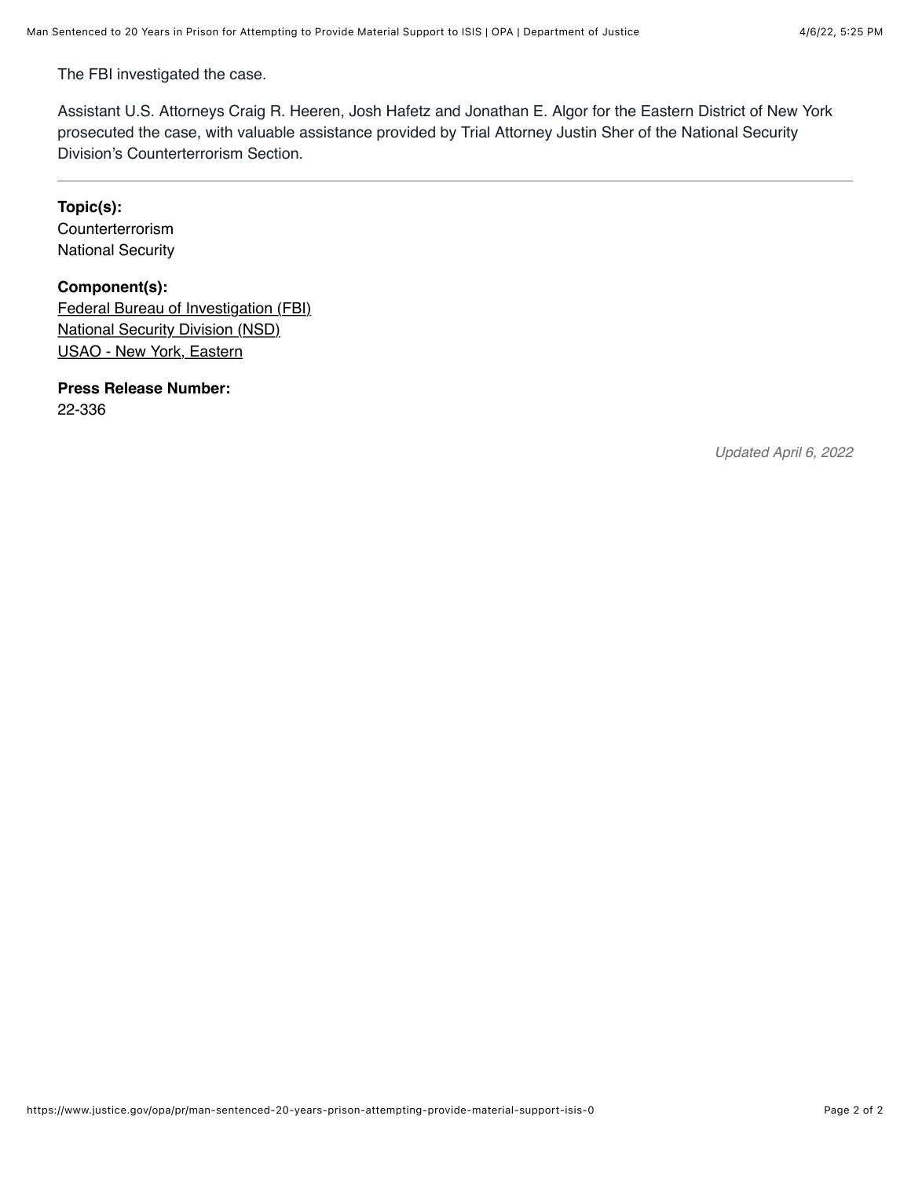The FBI investigated the case.

Assistant U.S. Attorneys Craig R. Heeren, Josh Hafetz and Jonathan E. Algor for the Eastern District of New York prosecuted the case, with valuable assistance provided by Trial Attorney Justin Sher of the National Security Division's Counterterrorism Section.

---

**Topic(s):**
Counterterrorism
National Security

**Component(s):**
Federal Bureau of Investigation (FBI)
National Security Division (NSD)
USAO - New York, Eastern

**Press Release Number:**
22-336

*Updated April 6, 2022*